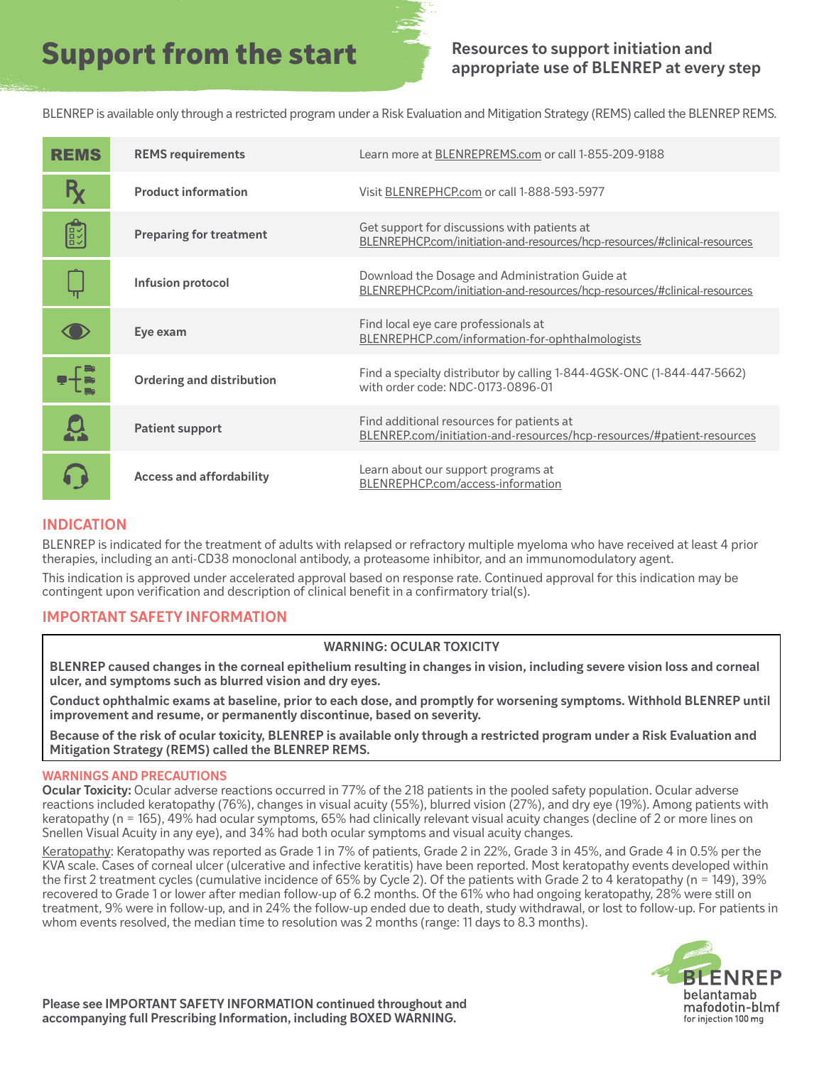# Support from the start

**Resources to support initiation and appropriate use of BLENREP at every step**

BLENREP is available only through a restricted program under a Risk Evaluation and Mitigation Strategy (REMS) called the BLENREP REMS.

| | | |
|---|---|---|
| REMS | **REMS requirements** | Learn more at BLENREPREMS.com or call 1-855-209-9188 |
| Rx | **Product information** | Visit BLENREPHCP.com or call 1-888-593-5977 |
| | **Preparing for treatment** | Get support for discussions with patients at BLENREPHCP.com/initiation-and-resources/hcp-resources/#clinical-resources |
| | **Infusion protocol** | Download the Dosage and Administration Guide at BLENREPHCP.com/initiation-and-resources/hcp-resources/#clinical-resources |
| | **Eye exam** | Find local eye care professionals at BLENREPHCP.com/information-for-ophthalmologists |
| | **Ordering and distribution** | Find a specialty distributor by calling 1-844-4GSK-ONC (1-844-447-5662) with order code: NDC-0173-0896-01 |
| | **Patient support** | Find additional resources for patients at BLENREP.com/initiation-and-resources/hcp-resources/#patient-resources |
| | **Access and affordability** | Learn about our support programs at BLENREPHCP.com/access-information |

## INDICATION

BLENREP is indicated for the treatment of adults with relapsed or refractory multiple myeloma who have received at least 4 prior therapies, including an anti-CD38 monoclonal antibody, a proteasome inhibitor, and an immunomodulatory agent.

This indication is approved under accelerated approval based on response rate. Continued approval for this indication may be contingent upon verification and description of clinical benefit in a confirmatory trial(s).

## IMPORTANT SAFETY INFORMATION

**WARNING: OCULAR TOXICITY**

**BLENREP caused changes in the corneal epithelium resulting in changes in vision, including severe vision loss and corneal ulcer, and symptoms such as blurred vision and dry eyes.**

**Conduct ophthalmic exams at baseline, prior to each dose, and promptly for worsening symptoms. Withhold BLENREP until improvement and resume, or permanently discontinue, based on severity.**

**Because of the risk of ocular toxicity, BLENREP is available only through a restricted program under a Risk Evaluation and Mitigation Strategy (REMS) called the BLENREP REMS.**

### WARNINGS AND PRECAUTIONS

**Ocular Toxicity:** Ocular adverse reactions occurred in 77% of the 218 patients in the pooled safety population. Ocular adverse reactions included keratopathy (76%), changes in visual acuity (55%), blurred vision (27%), and dry eye (19%). Among patients with keratopathy (n = 165), 49% had ocular symptoms, 65% had clinically relevant visual acuity changes (decline of 2 or more lines on Snellen Visual Acuity in any eye), and 34% had both ocular symptoms and visual acuity changes.

Keratopathy: Keratopathy was reported as Grade 1 in 7% of patients, Grade 2 in 22%, Grade 3 in 45%, and Grade 4 in 0.5% per the KVA scale. Cases of corneal ulcer (ulcerative and infective keratitis) have been reported. Most keratopathy events developed within the first 2 treatment cycles (cumulative incidence of 65% by Cycle 2). Of the patients with Grade 2 to 4 keratopathy (n = 149), 39% recovered to Grade 1 or lower after median follow-up of 6.2 months. Of the 61% who had ongoing keratopathy, 28% were still on treatment, 9% were in follow-up, and in 24% the follow-up ended due to death, study withdrawal, or lost to follow-up. For patients in whom events resolved, the median time to resolution was 2 months (range: 11 days to 8.3 months).

**Please see IMPORTANT SAFETY INFORMATION continued throughout and accompanying full Prescribing Information, including BOXED WARNING.**

BLENREP belantamab mafodotin-blmf for injection 100 mg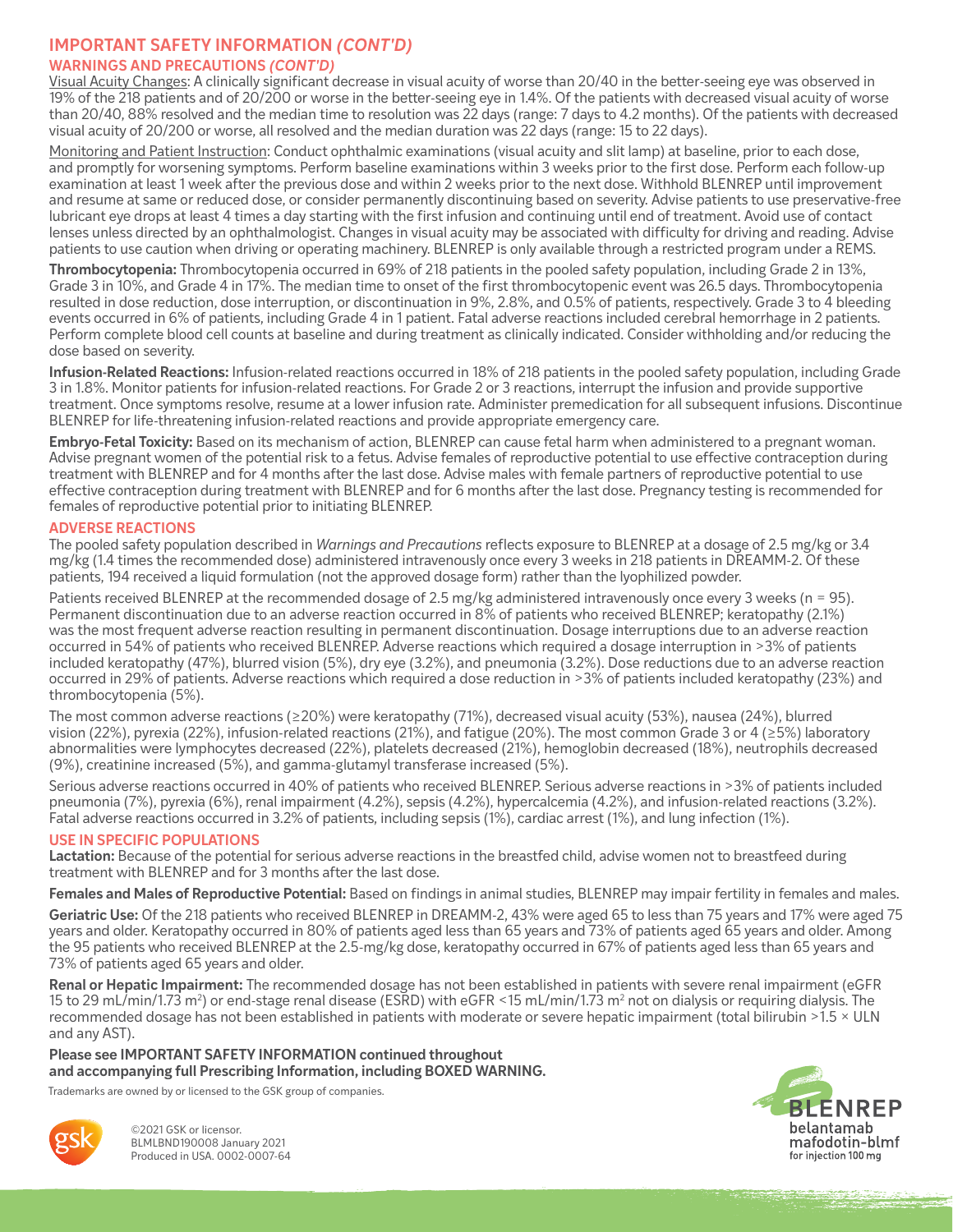## IMPORTANT SAFETY INFORMATION *(CONT'D)*

### WARNINGS AND PRECAUTIONS *(CONT'D)*

Visual Acuity Changes: A clinically significant decrease in visual acuity of worse than 20/40 in the better-seeing eye was observed in 19% of the 218 patients and of 20/200 or worse in the better-seeing eye in 1.4%. Of the patients with decreased visual acuity of worse than 20/40, 88% resolved and the median time to resolution was 22 days (range: 7 days to 4.2 months). Of the patients with decreased visual acuity of 20/200 or worse, all resolved and the median duration was 22 days (range: 15 to 22 days).

Monitoring and Patient Instruction: Conduct ophthalmic examinations (visual acuity and slit lamp) at baseline, prior to each dose, and promptly for worsening symptoms. Perform baseline examinations within 3 weeks prior to the first dose. Perform each follow-up examination at least 1 week after the previous dose and within 2 weeks prior to the next dose. Withhold BLENREP until improvement and resume at same or reduced dose, or consider permanently discontinuing based on severity. Advise patients to use preservative-free lubricant eye drops at least 4 times a day starting with the first infusion and continuing until end of treatment. Avoid use of contact lenses unless directed by an ophthalmologist. Changes in visual acuity may be associated with difficulty for driving and reading. Advise patients to use caution when driving or operating machinery. BLENREP is only available through a restricted program under a REMS.

**Thrombocytopenia:** Thrombocytopenia occurred in 69% of 218 patients in the pooled safety population, including Grade 2 in 13%, Grade 3 in 10%, and Grade 4 in 17%. The median time to onset of the first thrombocytopenic event was 26.5 days. Thrombocytopenia resulted in dose reduction, dose interruption, or discontinuation in 9%, 2.8%, and 0.5% of patients, respectively. Grade 3 to 4 bleeding events occurred in 6% of patients, including Grade 4 in 1 patient. Fatal adverse reactions included cerebral hemorrhage in 2 patients. Perform complete blood cell counts at baseline and during treatment as clinically indicated. Consider withholding and/or reducing the dose based on severity.

**Infusion-Related Reactions:** Infusion-related reactions occurred in 18% of 218 patients in the pooled safety population, including Grade 3 in 1.8%. Monitor patients for infusion-related reactions. For Grade 2 or 3 reactions, interrupt the infusion and provide supportive treatment. Once symptoms resolve, resume at a lower infusion rate. Administer premedication for all subsequent infusions. Discontinue BLENREP for life-threatening infusion-related reactions and provide appropriate emergency care.

**Embryo-Fetal Toxicity:** Based on its mechanism of action, BLENREP can cause fetal harm when administered to a pregnant woman. Advise pregnant women of the potential risk to a fetus. Advise females of reproductive potential to use effective contraception during treatment with BLENREP and for 4 months after the last dose. Advise males with female partners of reproductive potential to use effective contraception during treatment with BLENREP and for 6 months after the last dose. Pregnancy testing is recommended for females of reproductive potential prior to initiating BLENREP.

### ADVERSE REACTIONS

The pooled safety population described in *Warnings and Precautions* reflects exposure to BLENREP at a dosage of 2.5 mg/kg or 3.4 mg/kg (1.4 times the recommended dose) administered intravenously once every 3 weeks in 218 patients in DREAMM-2. Of these patients, 194 received a liquid formulation (not the approved dosage form) rather than the lyophilized powder.

Patients received BLENREP at the recommended dosage of 2.5 mg/kg administered intravenously once every 3 weeks (n = 95). Permanent discontinuation due to an adverse reaction occurred in 8% of patients who received BLENREP; keratopathy (2.1%) was the most frequent adverse reaction resulting in permanent discontinuation. Dosage interruptions due to an adverse reaction occurred in 54% of patients who received BLENREP. Adverse reactions which required a dosage interruption in >3% of patients included keratopathy (47%), blurred vision (5%), dry eye (3.2%), and pneumonia (3.2%). Dose reductions due to an adverse reaction occurred in 29% of patients. Adverse reactions which required a dose reduction in >3% of patients included keratopathy (23%) and thrombocytopenia (5%).

The most common adverse reactions (≥20%) were keratopathy (71%), decreased visual acuity (53%), nausea (24%), blurred vision (22%), pyrexia (22%), infusion-related reactions (21%), and fatigue (20%). The most common Grade 3 or 4 (≥5%) laboratory abnormalities were lymphocytes decreased (22%), platelets decreased (21%), hemoglobin decreased (18%), neutrophils decreased (9%), creatinine increased (5%), and gamma-glutamyl transferase increased (5%).

Serious adverse reactions occurred in 40% of patients who received BLENREP. Serious adverse reactions in >3% of patients included pneumonia (7%), pyrexia (6%), renal impairment (4.2%), sepsis (4.2%), hypercalcemia (4.2%), and infusion-related reactions (3.2%). Fatal adverse reactions occurred in 3.2% of patients, including sepsis (1%), cardiac arrest (1%), and lung infection (1%).

### USE IN SPECIFIC POPULATIONS

**Lactation:** Because of the potential for serious adverse reactions in the breastfed child, advise women not to breastfeed during treatment with BLENREP and for 3 months after the last dose.

**Females and Males of Reproductive Potential:** Based on findings in animal studies, BLENREP may impair fertility in females and males.

**Geriatric Use:** Of the 218 patients who received BLENREP in DREAMM-2, 43% were aged 65 to less than 75 years and 17% were aged 75 years and older. Keratopathy occurred in 80% of patients aged less than 65 years and 73% of patients aged 65 years and older. Among the 95 patients who received BLENREP at the 2.5-mg/kg dose, keratopathy occurred in 67% of patients aged less than 65 years and 73% of patients aged 65 years and older.

**Renal or Hepatic Impairment:** The recommended dosage has not been established in patients with severe renal impairment (eGFR 15 to 29 mL/min/1.73 m$^2$) or end-stage renal disease (ESRD) with eGFR <15 mL/min/1.73 m$^2$ not on dialysis or requiring dialysis. The recommended dosage has not been established in patients with moderate or severe hepatic impairment (total bilirubin >1.5 × ULN and any AST).

**Please see IMPORTANT SAFETY INFORMATION continued throughout and accompanying full Prescribing Information, including BOXED WARNING.**

Trademarks are owned by or licensed to the GSK group of companies.

©2021 GSK or licensor.
BLMLBND190008 January 2021
Produced in USA. 0002-0007-64

BLENREP
belantamab mafodotin-blmf
for injection 100 mg